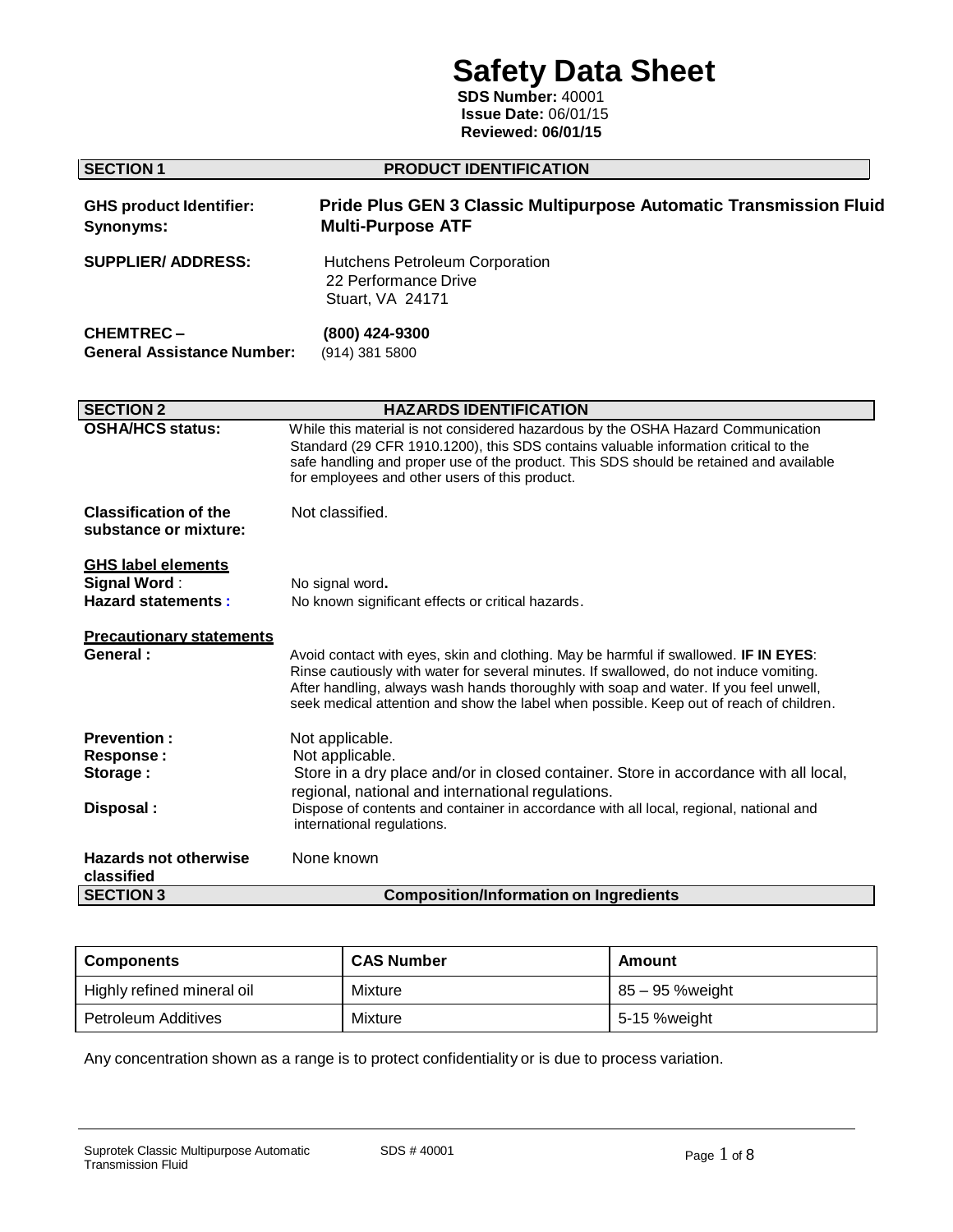# Safety Data Sheet

**SDS Number:** 40001
**Issue Date:** 06/01/15
**Reviewed: 06/01/15**

## SECTION 1 PRODUCT IDENTIFICATION

**GHS product Identifier:** **Pride Plus GEN 3 Classic Multipurpose Automatic Transmission Fluid**
**Synonyms:** **Multi-Purpose ATF**

**SUPPLIER/ ADDRESS:** Hutchens Petroleum Corporation
22 Performance Drive
Stuart, VA 24171

**CHEMTREC –** **(800) 424-9300**
**General Assistance Number:** (914) 381 5800

## SECTION 2 HAZARDS IDENTIFICATION

**OSHA/HCS status:** While this material is not considered hazardous by the OSHA Hazard Communication Standard (29 CFR 1910.1200), this SDS contains valuable information critical to the safe handling and proper use of the product. This SDS should be retained and available for employees and other users of this product.

**Classification of the substance or mixture:** Not classified.

**GHS label elements**

**Signal Word** : No signal word**.**
**Hazard statements :** No known significant effects or critical hazards.

**Precautionary statements**

**General :** Avoid contact with eyes, skin and clothing. May be harmful if swallowed. **IF IN EYES**: Rinse cautiously with water for several minutes. If swallowed, do not induce vomiting. After handling, always wash hands thoroughly with soap and water. If you feel unwell, seek medical attention and show the label when possible. Keep out of reach of children.

**Prevention :** Not applicable.
**Response :** Not applicable.
**Storage :** Store in a dry place and/or in closed container. Store in accordance with all local, regional, national and international regulations.
**Disposal :** Dispose of contents and container in accordance with all local, regional, national and international regulations.

**Hazards not otherwise classified** None known

## SECTION 3 Composition/Information on Ingredients

| Components | CAS Number | Amount |
|---|---|---|
| Highly refined mineral oil | Mixture | 85 – 95 %weight |
| Petroleum Additives | Mixture | 5-15 %weight |

Any concentration shown as a range is to protect confidentiality or is due to process variation.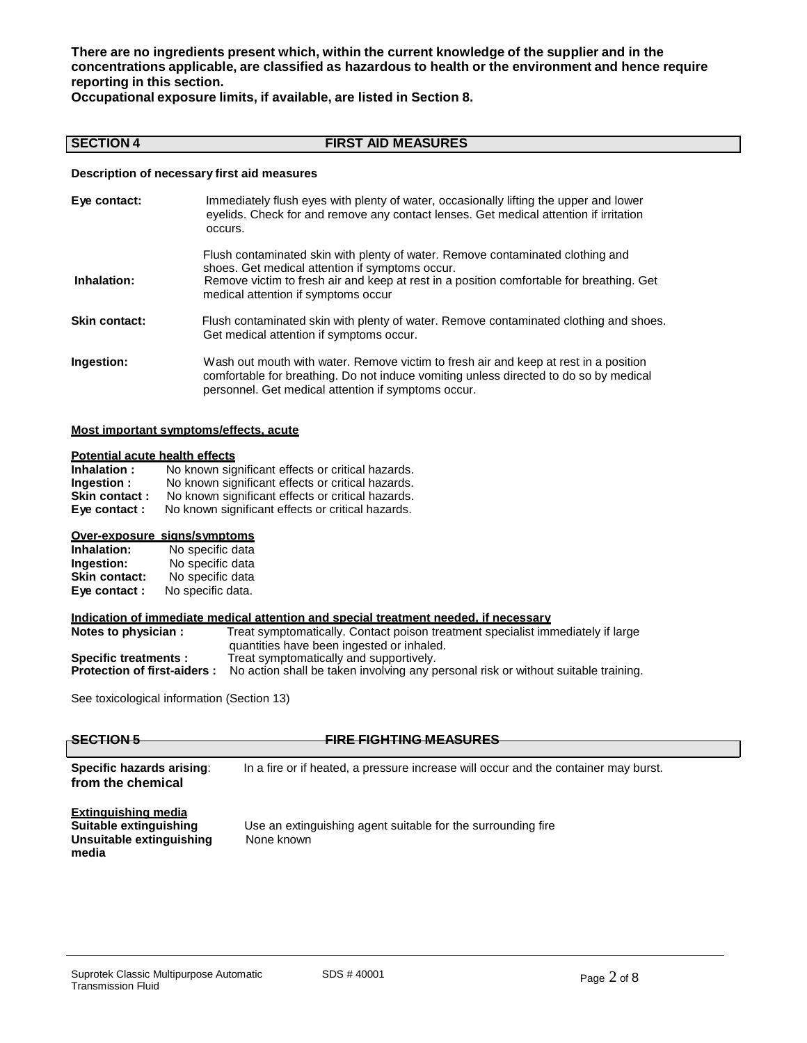**There are no ingredients present which, within the current knowledge of the supplier and in the concentrations applicable, are classified as hazardous to health or the environment and hence require reporting in this section.**
**Occupational exposure limits, if available, are listed in Section 8.**

## SECTION 4 FIRST AID MEASURES

**Description of necessary first aid measures**

**Eye contact:** Immediately flush eyes with plenty of water, occasionally lifting the upper and lower eyelids. Check for and remove any contact lenses. Get medical attention if irritation occurs.

Flush contaminated skin with plenty of water. Remove contaminated clothing and shoes. Get medical attention if symptoms occur.

**Inhalation:** Remove victim to fresh air and keep at rest in a position comfortable for breathing. Get medical attention if symptoms occur

**Skin contact:** Flush contaminated skin with plenty of water. Remove contaminated clothing and shoes. Get medical attention if symptoms occur.

**Ingestion:** Wash out mouth with water. Remove victim to fresh air and keep at rest in a position comfortable for breathing. Do not induce vomiting unless directed to do so by medical personnel. Get medical attention if symptoms occur.

**Most important symptoms/effects, acute**

**Potential acute health effects**
**Inhalation :** No known significant effects or critical hazards.
**Ingestion :** No known significant effects or critical hazards.
**Skin contact :** No known significant effects or critical hazards.
**Eye contact :** No known significant effects or critical hazards.

**Over-exposure signs/symptoms**
**Inhalation:** No specific data
**Ingestion:** No specific data
**Skin contact:** No specific data
**Eye contact :** No specific data.

**Indication of immediate medical attention and special treatment needed, if necessary**
**Notes to physician :** Treat symptomatically. Contact poison treatment specialist immediately if large quantities have been ingested or inhaled.
**Specific treatments :** Treat symptomatically and supportively.
**Protection of first-aiders :** No action shall be taken involving any personal risk or without suitable training.

See toxicological information (Section 13)

## SECTION 5 FIRE FIGHTING MEASURES

**Specific hazards arising: from the chemical** In a fire or if heated, a pressure increase will occur and the container may burst.

**Extinguishing media**
**Suitable extinguishing** Use an extinguishing agent suitable for the surrounding fire
**Unsuitable extinguishing media** None known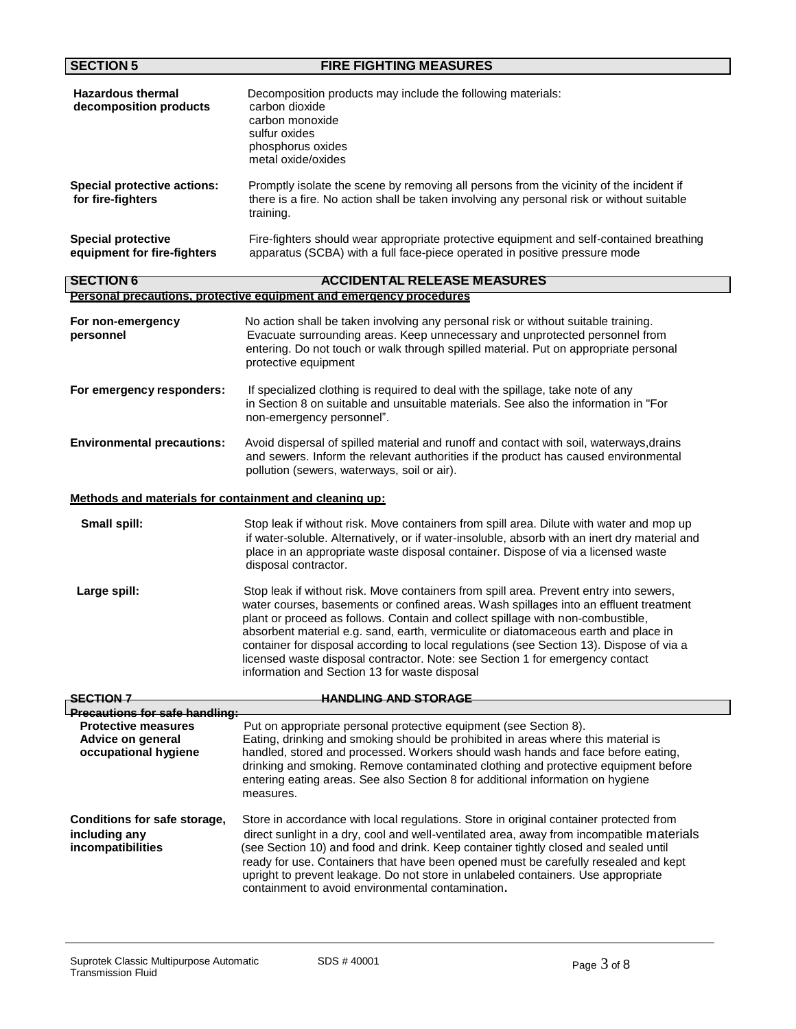## SECTION 5 FIRE FIGHTING MEASURES

| | |
|---|---|
| **Hazardous thermal decomposition products** | Decomposition products may include the following materials:<br>carbon dioxide<br>carbon monoxide<br>sulfur oxides<br>phosphorus oxides<br>metal oxide/oxides |
| **Special protective actions: for fire-fighters** | Promptly isolate the scene by removing all persons from the vicinity of the incident if there is a fire. No action shall be taken involving any personal risk or without suitable training. |
| **Special protective equipment for fire-fighters** | Fire-fighters should wear appropriate protective equipment and self-contained breathing apparatus (SCBA) with a full face-piece operated in positive pressure mode |

## SECTION 6 ACCIDENTAL RELEASE MEASURES

**Personal precautions, protective equipment and emergency procedures**

| | |
|---|---|
| **For non-emergency personnel** | No action shall be taken involving any personal risk or without suitable training. Evacuate surrounding areas. Keep unnecessary and unprotected personnel from entering. Do not touch or walk through spilled material. Put on appropriate personal protective equipment |
| **For emergency responders:** | If specialized clothing is required to deal with the spillage, take note of any in Section 8 on suitable and unsuitable materials. See also the information in "For non-emergency personnel". |
| **Environmental precautions:** | Avoid dispersal of spilled material and runoff and contact with soil, waterways,drains and sewers. Inform the relevant authorities if the product has caused environmental pollution (sewers, waterways, soil or air). |

**Methods and materials for containment and cleaning up:**

| | |
|---|---|
| **Small spill:** | Stop leak if without risk. Move containers from spill area. Dilute with water and mop up if water-soluble. Alternatively, or if water-insoluble, absorb with an inert dry material and place in an appropriate waste disposal container. Dispose of via a licensed waste disposal contractor. |
| **Large spill:** | Stop leak if without risk. Move containers from spill area. Prevent entry into sewers, water courses, basements or confined areas. Wash spillages into an effluent treatment plant or proceed as follows. Contain and collect spillage with non-combustible, absorbent material e.g. sand, earth, vermiculite or diatomaceous earth and place in container for disposal according to local regulations (see Section 13). Dispose of via a licensed waste disposal contractor. Note: see Section 1 for emergency contact information and Section 13 for waste disposal |

## SECTION 7 HANDLING AND STORAGE

**Precautions for safe handling:**

| | |
|---|---|
| **Protective measures**<br>**Advice on general occupational hygiene** | Put on appropriate personal protective equipment (see Section 8).<br>Eating, drinking and smoking should be prohibited in areas where this material is handled, stored and processed. Workers should wash hands and face before eating, drinking and smoking. Remove contaminated clothing and protective equipment before entering eating areas. See also Section 8 for additional information on hygiene measures. |
| **Conditions for safe storage, including any incompatibilities** | Store in accordance with local regulations. Store in original container protected from direct sunlight in a dry, cool and well-ventilated area, away from incompatible materials (see Section 10) and food and drink. Keep container tightly closed and sealed until ready for use. Containers that have been opened must be carefully resealed and kept upright to prevent leakage. Do not store in unlabeled containers. Use appropriate containment to avoid environmental contamination. |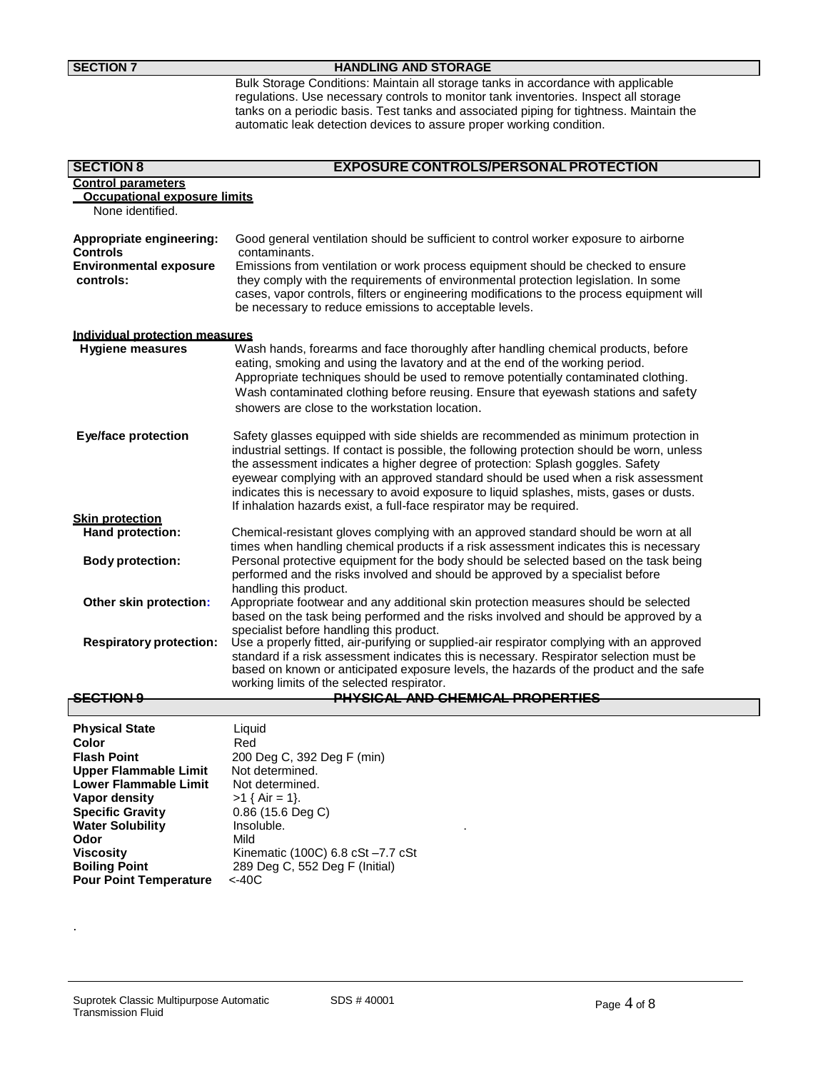## SECTION 7 HANDLING AND STORAGE

Bulk Storage Conditions: Maintain all storage tanks in accordance with applicable regulations. Use necessary controls to monitor tank inventories. Inspect all storage tanks on a periodic basis. Test tanks and associated piping for tightness. Maintain the automatic leak detection devices to assure proper working condition.

## SECTION 8 EXPOSURE CONTROLS/PERSONAL PROTECTION

**Control parameters**

**Occupational exposure limits**

None identified.

**Appropriate engineering: Controls** Good general ventilation should be sufficient to control worker exposure to airborne contaminants.

**Environmental exposure controls:** Emissions from ventilation or work process equipment should be checked to ensure they comply with the requirements of environmental protection legislation. In some cases, vapor controls, filters or engineering modifications to the process equipment will be necessary to reduce emissions to acceptable levels.

**Individual protection measures**

**Hygiene measures** Wash hands, forearms and face thoroughly after handling chemical products, before eating, smoking and using the lavatory and at the end of the working period. Appropriate techniques should be used to remove potentially contaminated clothing. Wash contaminated clothing before reusing. Ensure that eyewash stations and safety showers are close to the workstation location.

**Eye/face protection** Safety glasses equipped with side shields are recommended as minimum protection in industrial settings. If contact is possible, the following protection should be worn, unless the assessment indicates a higher degree of protection: Splash goggles. Safety eyewear complying with an approved standard should be used when a risk assessment indicates this is necessary to avoid exposure to liquid splashes, mists, gases or dusts. If inhalation hazards exist, a full-face respirator may be required.

**Skin protection**

**Hand protection:** Chemical-resistant gloves complying with an approved standard should be worn at all times when handling chemical products if a risk assessment indicates this is necessary

**Body protection:** Personal protective equipment for the body should be selected based on the task being performed and the risks involved and should be approved by a specialist before handling this product.

**Other skin protection:** Appropriate footwear and any additional skin protection measures should be selected based on the task being performed and the risks involved and should be approved by a specialist before handling this product.

**Respiratory protection:** Use a properly fitted, air-purifying or supplied-air respirator complying with an approved standard if a risk assessment indicates this is necessary. Respirator selection must be based on known or anticipated exposure levels, the hazards of the product and the safe working limits of the selected respirator.

## SECTION 9 PHYSICAL AND CHEMICAL PROPERTIES

| | |
|---|---|
| **Physical State** | Liquid |
| **Color** | Red |
| **Flash Point** | 200 Deg C, 392 Deg F (min) |
| **Upper Flammable Limit** | Not determined. |
| **Lower Flammable Limit** | Not determined. |
| **Vapor density** | >1 { Air = 1}. |
| **Specific Gravity** | 0.86 (15.6 Deg C) |
| **Water Solubility** | Insoluble. |
| **Odor** | Mild |
| **Viscosity** | Kinematic (100C) 6.8 cSt –7.7 cSt |
| **Boiling Point** | 289 Deg C, 552 Deg F (Initial) |
| **Pour Point Temperature** | <-40C |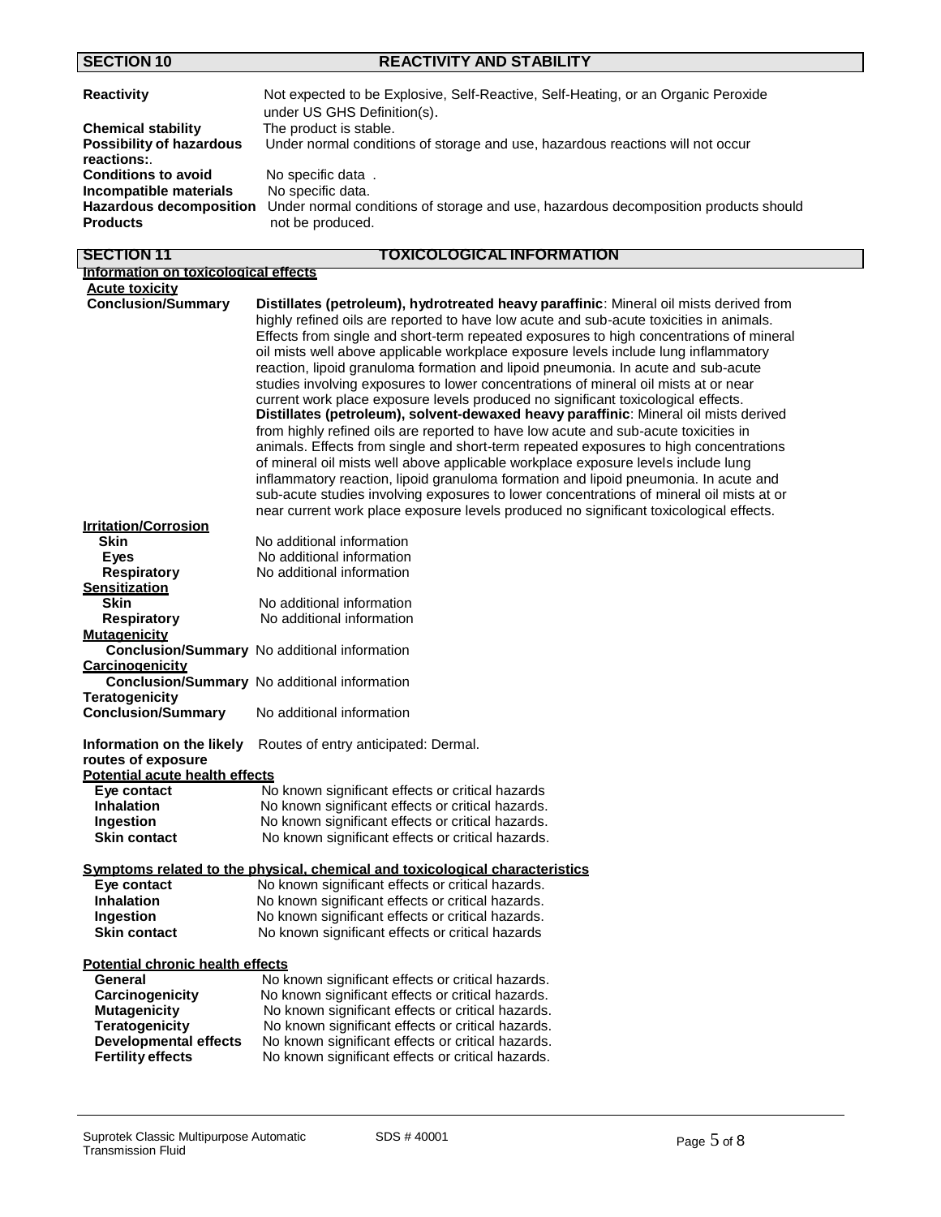## SECTION 10 REACTIVITY AND STABILITY

**Reactivity** Not expected to be Explosive, Self-Reactive, Self-Heating, or an Organic Peroxide under US GHS Definition(s).

**Chemical stability** The product is stable.

**Possibility of hazardous reactions:**. Under normal conditions of storage and use, hazardous reactions will not occur

**Conditions to avoid** No specific data .

**Incompatible materials** No specific data.

**Hazardous decomposition Products** Under normal conditions of storage and use, hazardous decomposition products should not be produced.

## SECTION 11 TOXICOLOGICAL INFORMATION

**Information on toxicological effects**

**Acute toxicity**

**Conclusion/Summary** **Distillates (petroleum), hydrotreated heavy paraffinic**: Mineral oil mists derived from highly refined oils are reported to have low acute and sub-acute toxicities in animals. Effects from single and short-term repeated exposures to high concentrations of mineral oil mists well above applicable workplace exposure levels include lung inflammatory reaction, lipoid granuloma formation and lipoid pneumonia. In acute and sub-acute studies involving exposures to lower concentrations of mineral oil mists at or near current work place exposure levels produced no significant toxicological effects.
**Distillates (petroleum), solvent-dewaxed heavy paraffinic**: Mineral oil mists derived from highly refined oils are reported to have low acute and sub-acute toxicities in animals. Effects from single and short-term repeated exposures to high concentrations of mineral oil mists well above applicable workplace exposure levels include lung inflammatory reaction, lipoid granuloma formation and lipoid pneumonia. In acute and sub-acute studies involving exposures to lower concentrations of mineral oil mists at or near current work place exposure levels produced no significant toxicological effects.

**Irritation/Corrosion**

- **Skin** No additional information
- **Eyes** No additional information
- **Respiratory** No additional information

**Sensitization**

- **Skin** No additional information
- **Respiratory** No additional information

**Mutagenicity**

**Conclusion/Summary** No additional information

**Carcinogenicity**

**Conclusion/Summary** No additional information

**Teratogenicity**

**Conclusion/Summary** No additional information

**Information on the likely routes of exposure** Routes of entry anticipated: Dermal.

**Potential acute health effects**

- **Eye contact** No known significant effects or critical hazards
- **Inhalation** No known significant effects or critical hazards.
- **Ingestion** No known significant effects or critical hazards.
- **Skin contact** No known significant effects or critical hazards.

**Symptoms related to the physical, chemical and toxicological characteristics**

- **Eye contact** No known significant effects or critical hazards.
- **Inhalation** No known significant effects or critical hazards.
- **Ingestion** No known significant effects or critical hazards.
- **Skin contact** No known significant effects or critical hazards

**Potential chronic health effects**

- **General** No known significant effects or critical hazards.
- **Carcinogenicity** No known significant effects or critical hazards.
- **Mutagenicity** No known significant effects or critical hazards.
- **Teratogenicity** No known significant effects or critical hazards.
- **Developmental effects** No known significant effects or critical hazards.
- **Fertility effects** No known significant effects or critical hazards.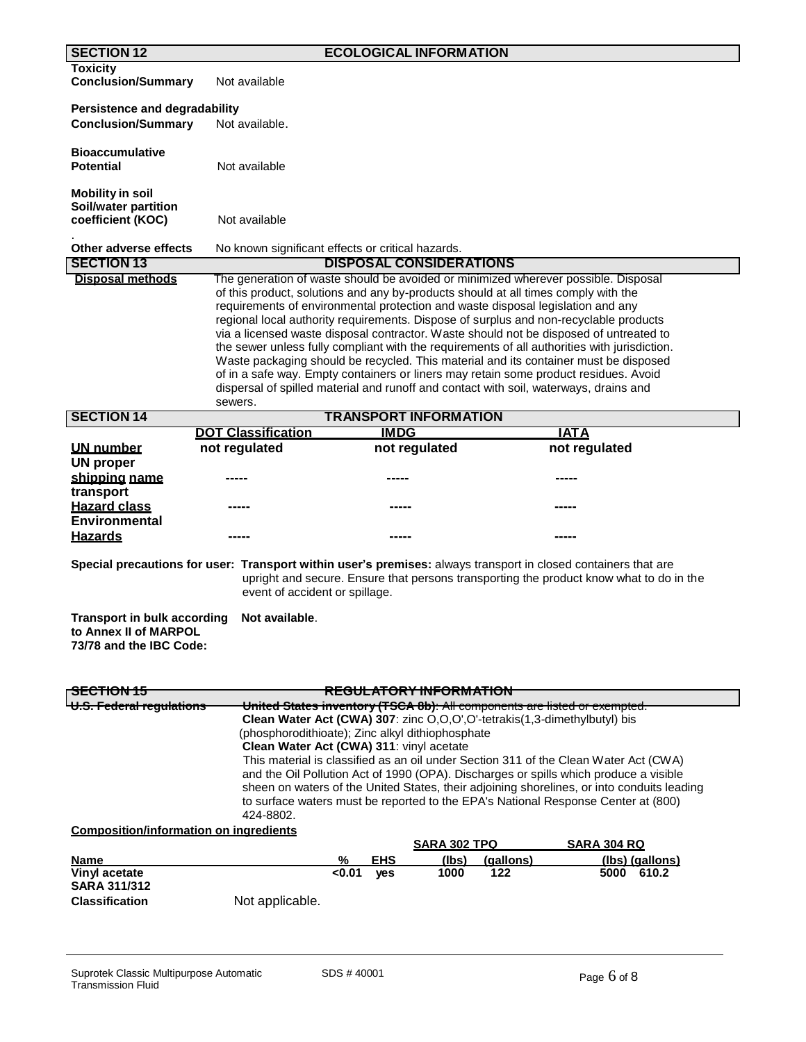## SECTION 12 ECOLOGICAL INFORMATION

**Toxicity**

**Conclusion/Summary** Not available

**Persistence and degradability**

**Conclusion/Summary** Not available.

**Bioaccumulative Potential** Not available

**Mobility in soil**

**Soil/water partition coefficient (KOC)** Not available

.

**Other adverse effects** No known significant effects or critical hazards.

## SECTION 13 DISPOSAL CONSIDERATIONS

**Disposal methods** The generation of waste should be avoided or minimized wherever possible. Disposal of this product, solutions and any by-products should at all times comply with the requirements of environmental protection and waste disposal legislation and any regional local authority requirements. Dispose of surplus and non-recyclable products via a licensed waste disposal contractor. Waste should not be disposed of untreated to the sewer unless fully compliant with the requirements of all authorities with jurisdiction. Waste packaging should be recycled. This material and its container must be disposed of in a safe way. Empty containers or liners may retain some product residues. Avoid dispersal of spilled material and runoff and contact with soil, waterways, drains and sewers.

## SECTION 14 TRANSPORT INFORMATION

| | DOT Classification | IMDG | IATA |
|---|---|---|---|
| **UN number** | not regulated | not regulated | not regulated |
| **UN proper shipping name** | ----- | ----- | ----- |
| **transport Hazard class** | ----- | ----- | ----- |
| **Environmental Hazards** | ----- | ----- | ----- |

**Special precautions for user:** **Transport within user's premises:** always transport in closed containers that are upright and secure. Ensure that persons transporting the product know what to do in the event of accident or spillage.

**Transport in bulk according to Annex II of MARPOL 73/78 and the IBC Code:** **Not available**.

## ~~SECTION 15 REGULATORY INFORMATION~~

~~**U.S. Federal regulations**~~ ~~**United States inventory (TSCA 8b)**: All components are listed or exempted.~~

**Clean Water Act (CWA) 307**: zinc O,O,O',O'-tetrakis(1,3-dimethylbutyl) bis (phosphorodithioate); Zinc alkyl dithiophosphate

**Clean Water Act (CWA) 311**: vinyl acetate

This material is classified as an oil under Section 311 of the Clean Water Act (CWA) and the Oil Pollution Act of 1990 (OPA). Discharges or spills which produce a visible sheen on waters of the United States, their adjoining shorelines, or into conduits leading to surface waters must be reported to the EPA's National Response Center at (800) 424-8802.

**Composition/information on ingredients**

| | | | SARA 302 TPQ | | SARA 304 RQ | |
|---|---|---|---|---|---|---|
| **Name** | **%** | **EHS** | **(lbs)** | **(gallons)** | **(lbs)** | **(gallons)** |
| **Vinyl acetate** | **<0.01** | **yes** | **1000** | **122** | **5000** | **610.2** |

**SARA 311/312 Classification** Not applicable.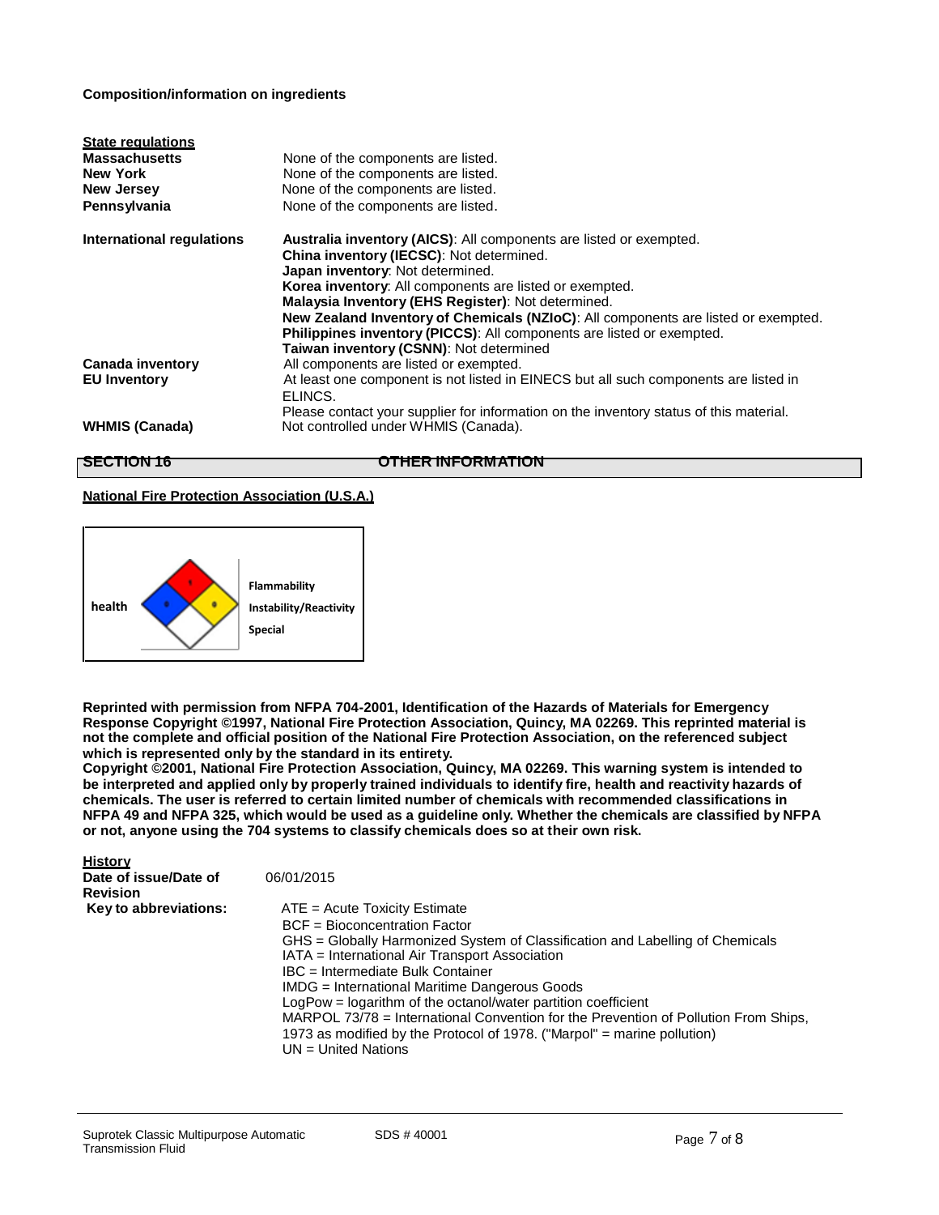**Composition/information on ingredients**

**State regulations**

| | |
|---|---|
| **Massachusetts** | None of the components are listed. |
| **New York** | None of the components are listed. |
| **New Jersey** | None of the components are listed. |
| **Pennsylvania** | None of the components are listed. |

**International regulations**

**Australia inventory (AICS)**: All components are listed or exempted.
**China inventory (IECSC)**: Not determined.
**Japan inventory**: Not determined.
**Korea inventory**: All components are listed or exempted.
**Malaysia Inventory (EHS Register)**: Not determined.
**New Zealand Inventory of Chemicals (NZIoC)**: All components are listed or exempted.
**Philippines inventory (PICCS)**: All components are listed or exempted.
**Taiwan inventory (CSNN)**: Not determined

**Canada inventory** All components are listed or exempted.

**EU Inventory** At least one component is not listed in EINECS but all such components are listed in ELINCS.
Please contact your supplier for information on the inventory status of this material.

**WHMIS (Canada)** Not controlled under WHMIS (Canada).

## SECTION 16 OTHER INFORMATION

**National Fire Protection Association (U.S.A.)**

health — Flammability — Instability/Reactivity — Special

**Reprinted with permission from NFPA 704-2001, Identification of the Hazards of Materials for Emergency Response Copyright ©1997, National Fire Protection Association, Quincy, MA 02269. This reprinted material is not the complete and official position of the National Fire Protection Association, on the referenced subject which is represented only by the standard in its entirety.**
**Copyright ©2001, National Fire Protection Association, Quincy, MA 02269. This warning system is intended to be interpreted and applied only by properly trained individuals to identify fire, health and reactivity hazards of chemicals. The user is referred to certain limited number of chemicals with recommended classifications in NFPA 49 and NFPA 325, which would be used as a guideline only. Whether the chemicals are classified by NFPA or not, anyone using the 704 systems to classify chemicals does so at their own risk.**

**History**

**Date of issue/Date of Revision** 06/01/2015

**Key to abbreviations:**
ATE = Acute Toxicity Estimate
BCF = Bioconcentration Factor
GHS = Globally Harmonized System of Classification and Labelling of Chemicals
IATA = International Air Transport Association
IBC = Intermediate Bulk Container
IMDG = International Maritime Dangerous Goods
LogPow = logarithm of the octanol/water partition coefficient
MARPOL 73/78 = International Convention for the Prevention of Pollution From Ships, 1973 as modified by the Protocol of 1978. ("Marpol" = marine pollution)
UN = United Nations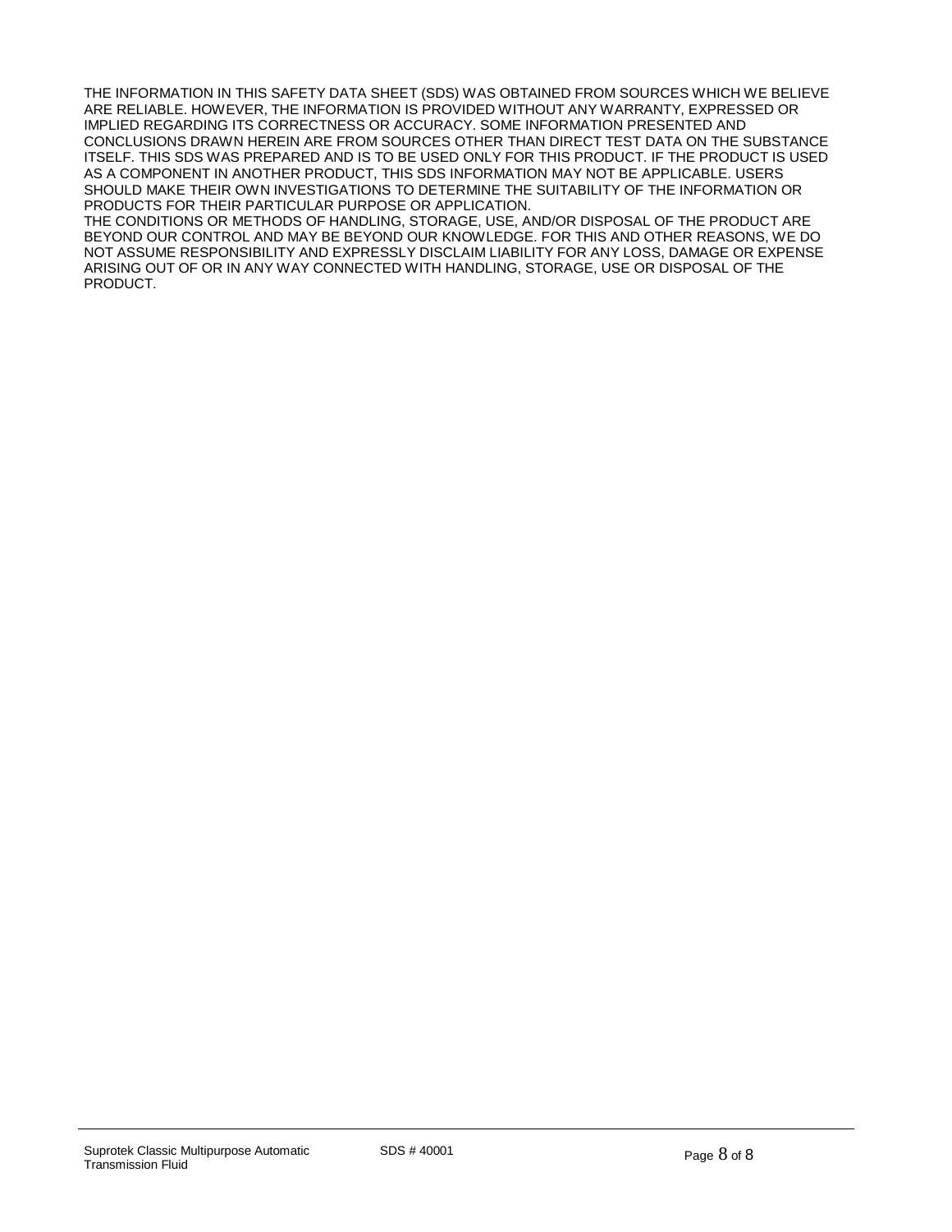THE INFORMATION IN THIS SAFETY DATA SHEET (SDS) WAS OBTAINED FROM SOURCES WHICH WE BELIEVE ARE RELIABLE. HOWEVER, THE INFORMATION IS PROVIDED WITHOUT ANY WARRANTY, EXPRESSED OR IMPLIED REGARDING ITS CORRECTNESS OR ACCURACY. SOME INFORMATION PRESENTED AND CONCLUSIONS DRAWN HEREIN ARE FROM SOURCES OTHER THAN DIRECT TEST DATA ON THE SUBSTANCE ITSELF. THIS SDS WAS PREPARED AND IS TO BE USED ONLY FOR THIS PRODUCT. IF THE PRODUCT IS USED AS A COMPONENT IN ANOTHER PRODUCT, THIS SDS INFORMATION MAY NOT BE APPLICABLE. USERS SHOULD MAKE THEIR OWN INVESTIGATIONS TO DETERMINE THE SUITABILITY OF THE INFORMATION OR PRODUCTS FOR THEIR PARTICULAR PURPOSE OR APPLICATION.
THE CONDITIONS OR METHODS OF HANDLING, STORAGE, USE, AND/OR DISPOSAL OF THE PRODUCT ARE BEYOND OUR CONTROL AND MAY BE BEYOND OUR KNOWLEDGE. FOR THIS AND OTHER REASONS, WE DO NOT ASSUME RESPONSIBILITY AND EXPRESSLY DISCLAIM LIABILITY FOR ANY LOSS, DAMAGE OR EXPENSE ARISING OUT OF OR IN ANY WAY CONNECTED WITH HANDLING, STORAGE, USE OR DISPOSAL OF THE PRODUCT.